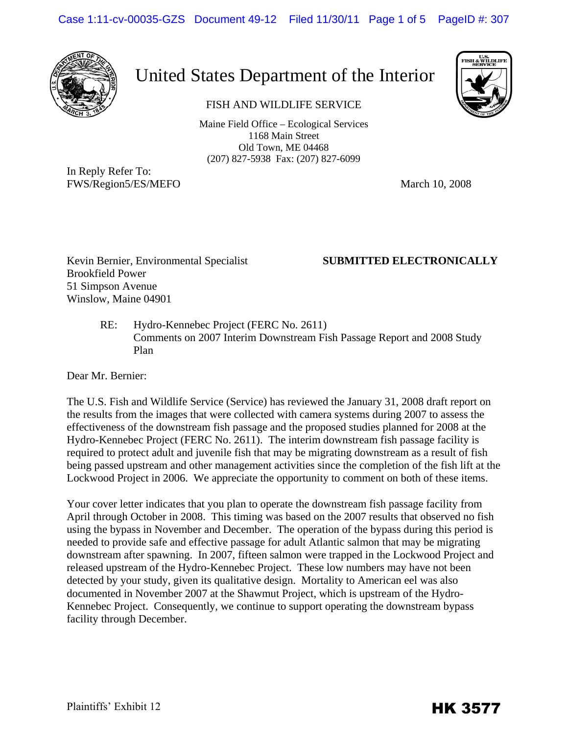# United States Department of the Interior

FISH AND WILDLIFE SERVICE

Maine Field Office – Ecological Services
1168 Main Street
Old Town, ME 04468
(207) 827-5938 Fax: (207) 827-6099

In Reply Refer To:
FWS/Region5/ES/MEFO

March 10, 2008

Kevin Bernier, Environmental Specialist
Brookfield Power
51 Simpson Avenue
Winslow, Maine 04901

**SUBMITTED ELECTRONICALLY**

RE: Hydro-Kennebec Project (FERC No. 2611)
Comments on 2007 Interim Downstream Fish Passage Report and 2008 Study Plan

Dear Mr. Bernier:

The U.S. Fish and Wildlife Service (Service) has reviewed the January 31, 2008 draft report on the results from the images that were collected with camera systems during 2007 to assess the effectiveness of the downstream fish passage and the proposed studies planned for 2008 at the Hydro-Kennebec Project (FERC No. 2611). The interim downstream fish passage facility is required to protect adult and juvenile fish that may be migrating downstream as a result of fish being passed upstream and other management activities since the completion of the fish lift at the Lockwood Project in 2006. We appreciate the opportunity to comment on both of these items.

Your cover letter indicates that you plan to operate the downstream fish passage facility from April through October in 2008. This timing was based on the 2007 results that observed no fish using the bypass in November and December. The operation of the bypass during this period is needed to provide safe and effective passage for adult Atlantic salmon that may be migrating downstream after spawning. In 2007, fifteen salmon were trapped in the Lockwood Project and released upstream of the Hydro-Kennebec Project. These low numbers may have not been detected by your study, given its qualitative design. Mortality to American eel was also documented in November 2007 at the Shawmut Project, which is upstream of the Hydro-Kennebec Project. Consequently, we continue to support operating the downstream bypass facility through December.

Plaintiffs' Exhibit 12

**HK 3577**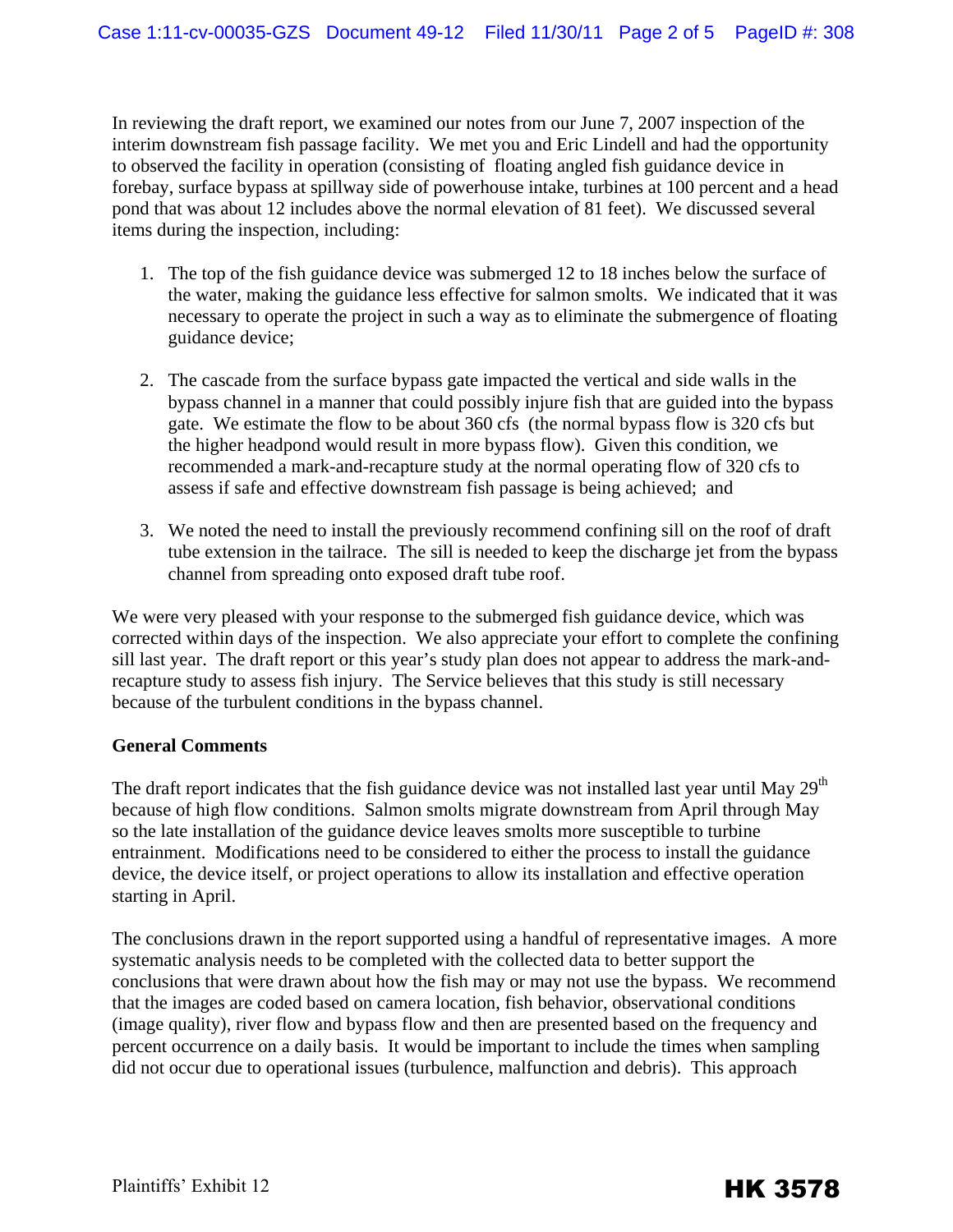In reviewing the draft report, we examined our notes from our June 7, 2007 inspection of the interim downstream fish passage facility. We met you and Eric Lindell and had the opportunity to observed the facility in operation (consisting of floating angled fish guidance device in forebay, surface bypass at spillway side of powerhouse intake, turbines at 100 percent and a head pond that was about 12 includes above the normal elevation of 81 feet). We discussed several items during the inspection, including:

1. The top of the fish guidance device was submerged 12 to 18 inches below the surface of the water, making the guidance less effective for salmon smolts. We indicated that it was necessary to operate the project in such a way as to eliminate the submergence of floating guidance device;

2. The cascade from the surface bypass gate impacted the vertical and side walls in the bypass channel in a manner that could possibly injure fish that are guided into the bypass gate. We estimate the flow to be about 360 cfs (the normal bypass flow is 320 cfs but the higher headpond would result in more bypass flow). Given this condition, we recommended a mark-and-recapture study at the normal operating flow of 320 cfs to assess if safe and effective downstream fish passage is being achieved; and

3. We noted the need to install the previously recommend confining sill on the roof of draft tube extension in the tailrace. The sill is needed to keep the discharge jet from the bypass channel from spreading onto exposed draft tube roof.

We were very pleased with your response to the submerged fish guidance device, which was corrected within days of the inspection. We also appreciate your effort to complete the confining sill last year. The draft report or this year's study plan does not appear to address the mark-and-recapture study to assess fish injury. The Service believes that this study is still necessary because of the turbulent conditions in the bypass channel.

**General Comments**

The draft report indicates that the fish guidance device was not installed last year until May 29th because of high flow conditions. Salmon smolts migrate downstream from April through May so the late installation of the guidance device leaves smolts more susceptible to turbine entrainment. Modifications need to be considered to either the process to install the guidance device, the device itself, or project operations to allow its installation and effective operation starting in April.

The conclusions drawn in the report supported using a handful of representative images. A more systematic analysis needs to be completed with the collected data to better support the conclusions that were drawn about how the fish may or may not use the bypass. We recommend that the images are coded based on camera location, fish behavior, observational conditions (image quality), river flow and bypass flow and then are presented based on the frequency and percent occurrence on a daily basis. It would be important to include the times when sampling did not occur due to operational issues (turbulence, malfunction and debris). This approach

Plaintiffs' Exhibit 12

HK 3578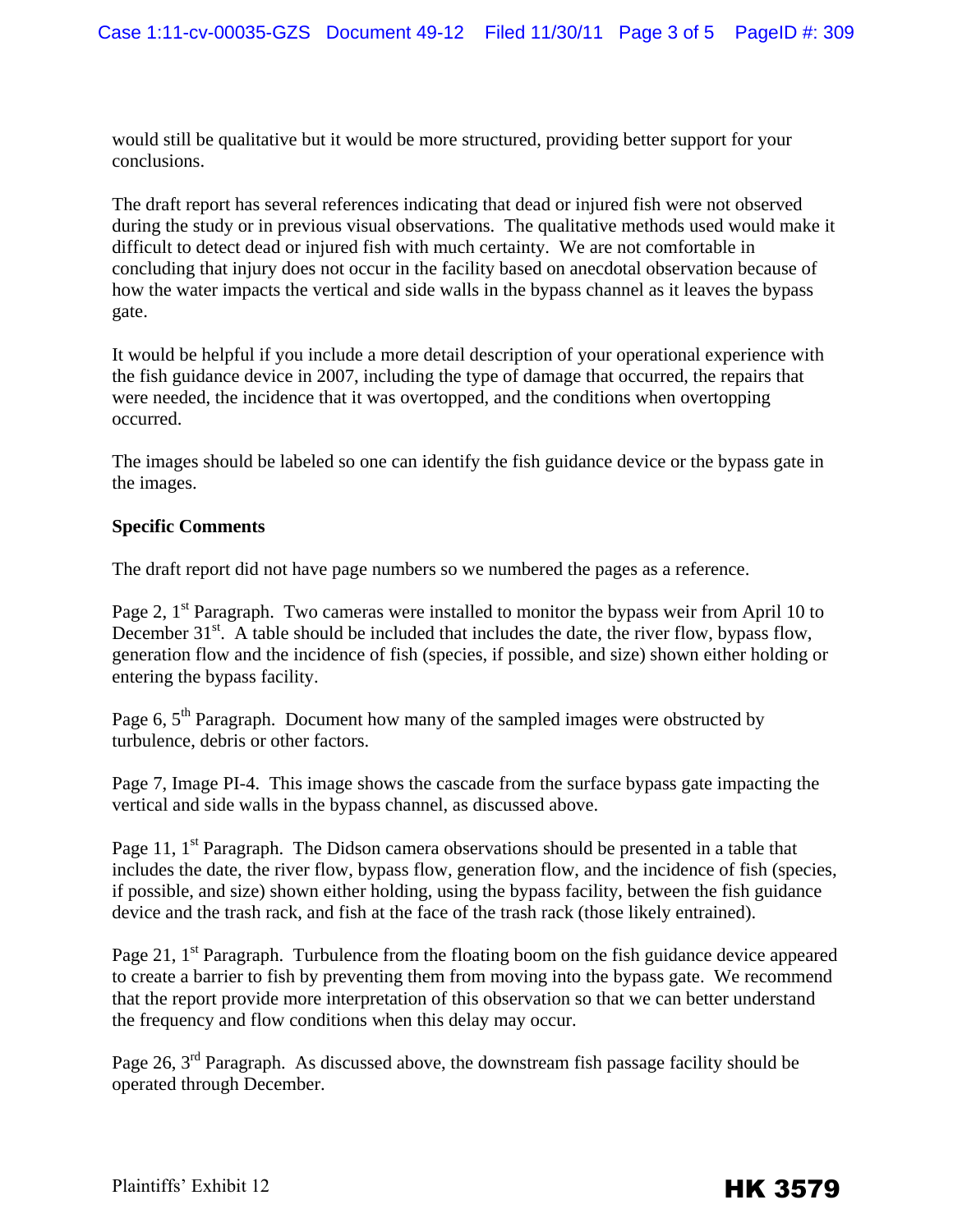would still be qualitative but it would be more structured, providing better support for your conclusions.

The draft report has several references indicating that dead or injured fish were not observed during the study or in previous visual observations. The qualitative methods used would make it difficult to detect dead or injured fish with much certainty. We are not comfortable in concluding that injury does not occur in the facility based on anecdotal observation because of how the water impacts the vertical and side walls in the bypass channel as it leaves the bypass gate.

It would be helpful if you include a more detail description of your operational experience with the fish guidance device in 2007, including the type of damage that occurred, the repairs that were needed, the incidence that it was overtopped, and the conditions when overtopping occurred.

The images should be labeled so one can identify the fish guidance device or the bypass gate in the images.

**Specific Comments**

The draft report did not have page numbers so we numbered the pages as a reference.

Page 2, 1st Paragraph. Two cameras were installed to monitor the bypass weir from April 10 to December 31st. A table should be included that includes the date, the river flow, bypass flow, generation flow and the incidence of fish (species, if possible, and size) shown either holding or entering the bypass facility.

Page 6, 5th Paragraph. Document how many of the sampled images were obstructed by turbulence, debris or other factors.

Page 7, Image PI-4. This image shows the cascade from the surface bypass gate impacting the vertical and side walls in the bypass channel, as discussed above.

Page 11, 1st Paragraph. The Didson camera observations should be presented in a table that includes the date, the river flow, bypass flow, generation flow, and the incidence of fish (species, if possible, and size) shown either holding, using the bypass facility, between the fish guidance device and the trash rack, and fish at the face of the trash rack (those likely entrained).

Page 21, 1st Paragraph. Turbulence from the floating boom on the fish guidance device appeared to create a barrier to fish by preventing them from moving into the bypass gate. We recommend that the report provide more interpretation of this observation so that we can better understand the frequency and flow conditions when this delay may occur.

Page 26, 3rd Paragraph. As discussed above, the downstream fish passage facility should be operated through December.

Plaintiffs' Exhibit 12

**HK 3579**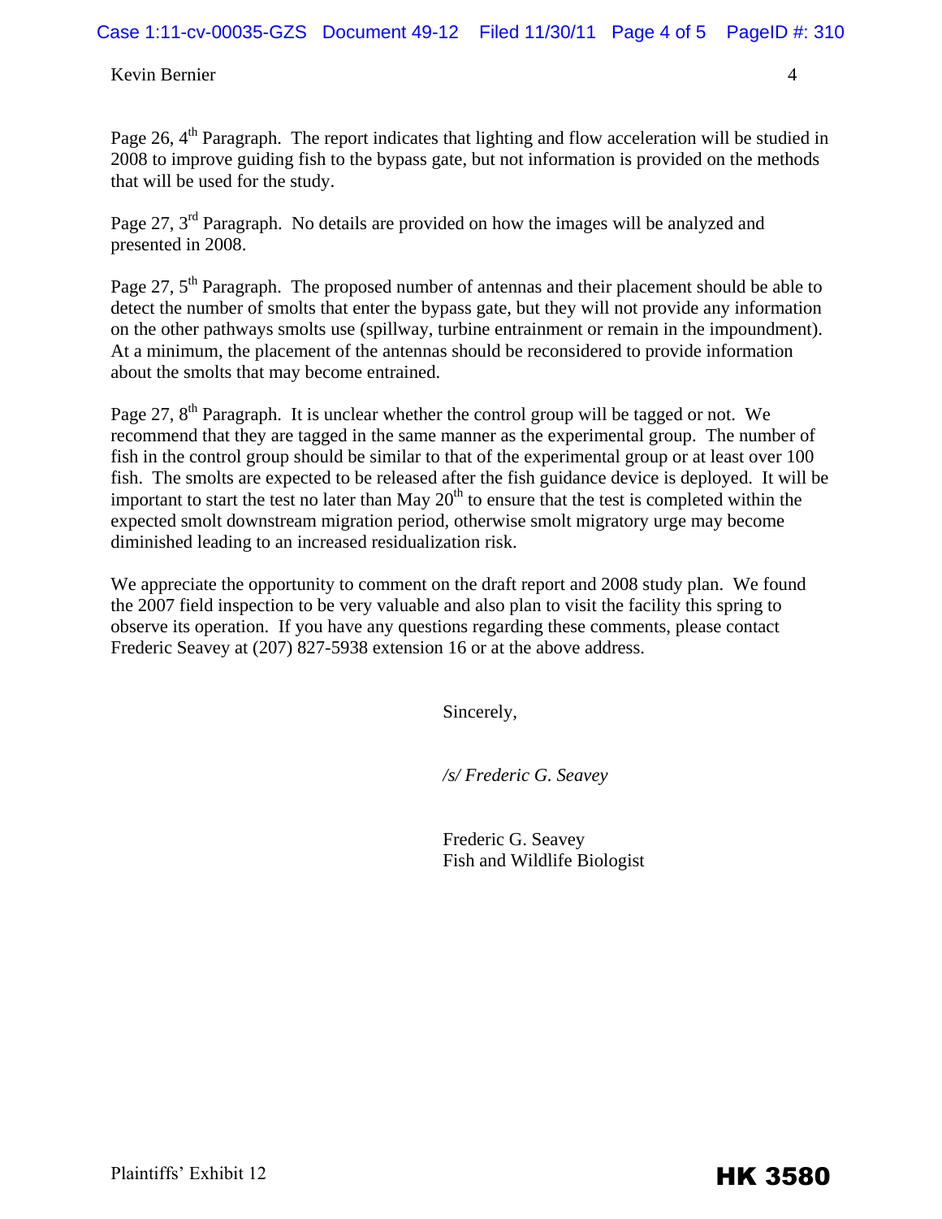Page 26, 4th Paragraph. The report indicates that lighting and flow acceleration will be studied in 2008 to improve guiding fish to the bypass gate, but not information is provided on the methods that will be used for the study.

Page 27, 3rd Paragraph. No details are provided on how the images will be analyzed and presented in 2008.

Page 27, 5th Paragraph. The proposed number of antennas and their placement should be able to detect the number of smolts that enter the bypass gate, but they will not provide any information on the other pathways smolts use (spillway, turbine entrainment or remain in the impoundment). At a minimum, the placement of the antennas should be reconsidered to provide information about the smolts that may become entrained.

Page 27, 8th Paragraph. It is unclear whether the control group will be tagged or not. We recommend that they are tagged in the same manner as the experimental group. The number of fish in the control group should be similar to that of the experimental group or at least over 100 fish. The smolts are expected to be released after the fish guidance device is deployed. It will be important to start the test no later than May 20th to ensure that the test is completed within the expected smolt downstream migration period, otherwise smolt migratory urge may become diminished leading to an increased residualization risk.

We appreciate the opportunity to comment on the draft report and 2008 study plan. We found the 2007 field inspection to be very valuable and also plan to visit the facility this spring to observe its operation. If you have any questions regarding these comments, please contact Frederic Seavey at (207) 827-5938 extension 16 or at the above address.

Sincerely,

*/s/ Frederic G. Seavey*

Frederic G. Seavey
Fish and Wildlife Biologist

Plaintiffs' Exhibit 12

**HK 3580**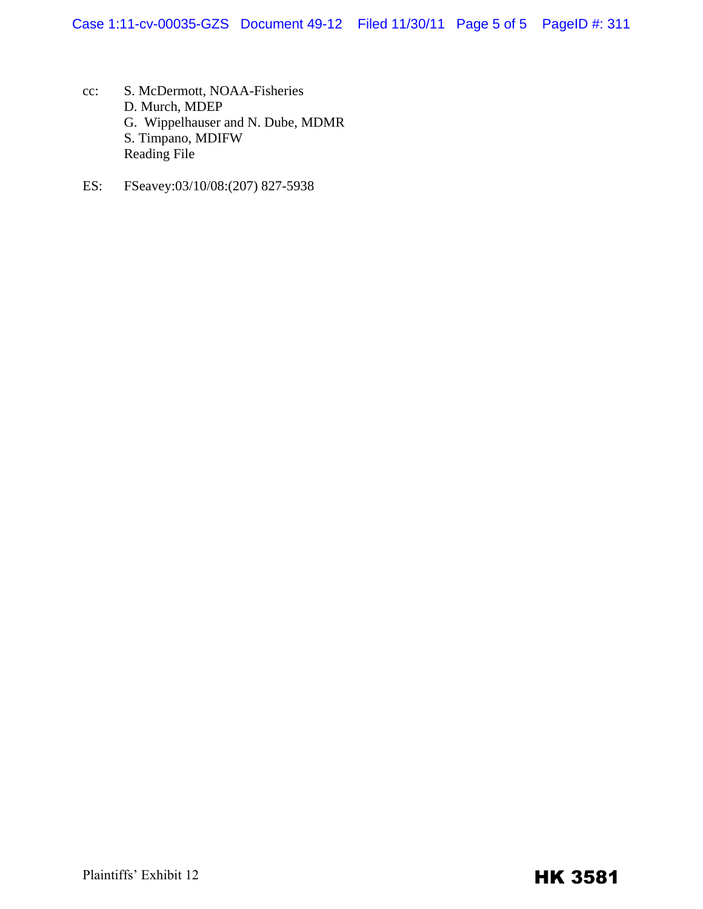cc: S. McDermott, NOAA-Fisheries
D. Murch, MDEP
G. Wippelhauser and N. Dube, MDMR
S. Timpano, MDIFW
Reading File

ES: FSeavey:03/10/08:(207) 827-5938

Plaintiffs' Exhibit 12

**HK 3581**